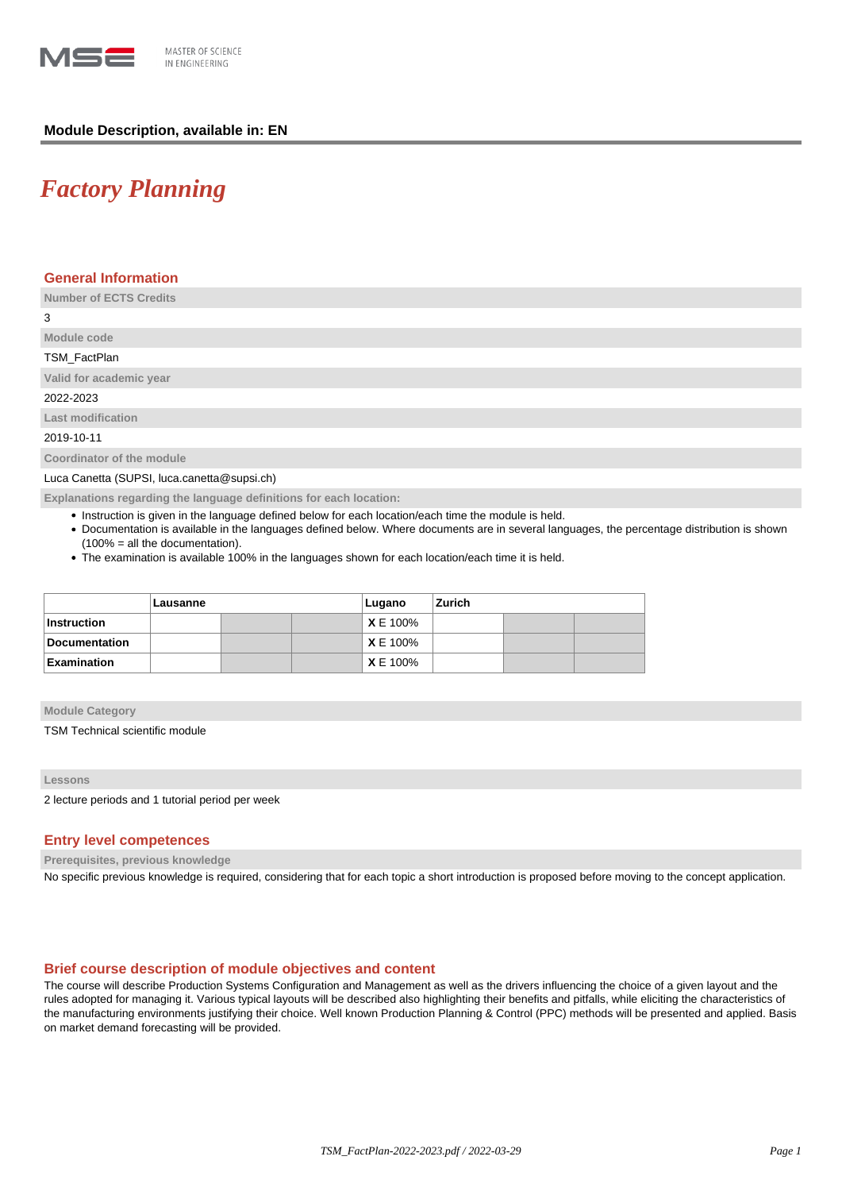Module Description, available in: EN

# *Factory Planning*

## General Information

**Number of ECTS Credits**

3

**Module code**

TSM_FactPlan

**Valid for academic year**

2022-2023

**Last modification**

2019-10-11

**Coordinator of the module**

Luca Canetta (SUPSI, luca.canetta@supsi.ch)

**Explanations regarding the language definitions for each location:**

- Instruction is given in the language defined below for each location/each time the module is held.
- Documentation is available in the languages defined below. Where documents are in several languages, the percentage distribution is shown (100% = all the documentation).
- The examination is available 100% in the languages shown for each location/each time it is held.

| | Lausanne | | | Lugano | Zurich | | |
|---|---|---|---|---|---|---|---|
| **Instruction** | | | | **X** E 100% | | | |
| **Documentation** | | | | **X** E 100% | | | |
| **Examination** | | | | **X** E 100% | | | |

**Module Category**

TSM Technical scientific module

**Lessons**

2 lecture periods and 1 tutorial period per week

## Entry level competences

**Prerequisites, previous knowledge**

No specific previous knowledge is required, considering that for each topic a short introduction is proposed before moving to the concept application.

## Brief course description of module objectives and content

The course will describe Production Systems Configuration and Management as well as the drivers influencing the choice of a given layout and the rules adopted for managing it. Various typical layouts will be described also highlighting their benefits and pitfalls, while eliciting the characteristics of the manufacturing environments justifying their choice. Well known Production Planning & Control (PPC) methods will be presented and applied. Basis on market demand forecasting will be provided.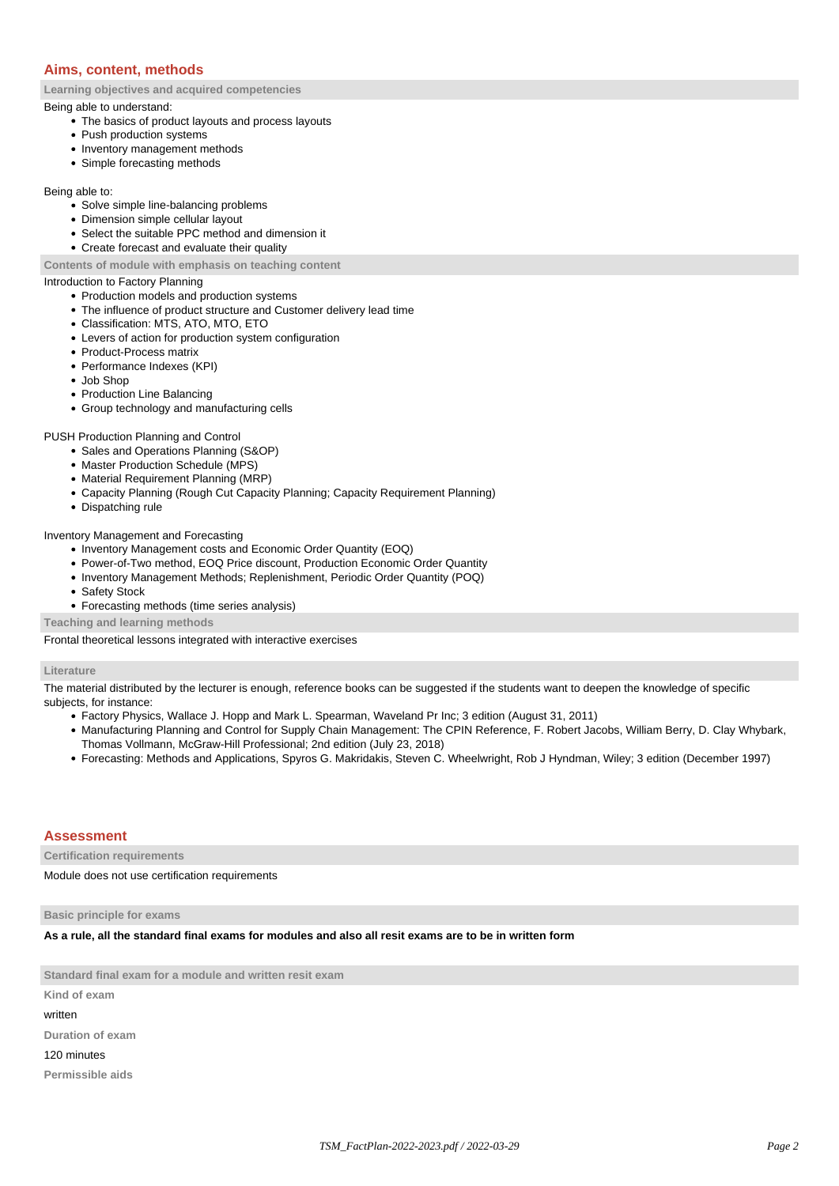## Aims, content, methods

### Learning objectives and acquired competencies

Being able to understand:

- The basics of product layouts and process layouts
- Push production systems
- Inventory management methods
- Simple forecasting methods

Being able to:

- Solve simple line-balancing problems
- Dimension simple cellular layout
- Select the suitable PPC method and dimension it
- Create forecast and evaluate their quality

### Contents of module with emphasis on teaching content

Introduction to Factory Planning

- Production models and production systems
- The influence of product structure and Customer delivery lead time
- Classification: MTS, ATO, MTO, ETO
- Levers of action for production system configuration
- Product-Process matrix
- Performance Indexes (KPI)
- Job Shop
- Production Line Balancing
- Group technology and manufacturing cells

PUSH Production Planning and Control

- Sales and Operations Planning (S&OP)
- Master Production Schedule (MPS)
- Material Requirement Planning (MRP)
- Capacity Planning (Rough Cut Capacity Planning; Capacity Requirement Planning)
- Dispatching rule

Inventory Management and Forecasting

- Inventory Management costs and Economic Order Quantity (EOQ)
- Power-of-Two method, EOQ Price discount, Production Economic Order Quantity
- Inventory Management Methods; Replenishment, Periodic Order Quantity (POQ)
- Safety Stock
- Forecasting methods (time series analysis)

### Teaching and learning methods

Frontal theoretical lessons integrated with interactive exercises

### Literature

The material distributed by the lecturer is enough, reference books can be suggested if the students want to deepen the knowledge of specific subjects, for instance:

- Factory Physics, Wallace J. Hopp and Mark L. Spearman, Waveland Pr Inc; 3 edition (August 31, 2011)
- Manufacturing Planning and Control for Supply Chain Management: The CPIN Reference, F. Robert Jacobs, William Berry, D. Clay Whybark, Thomas Vollmann, McGraw-Hill Professional; 2nd edition (July 23, 2018)
- Forecasting: Methods and Applications, Spyros G. Makridakis, Steven C. Wheelwright, Rob J Hyndman, Wiley; 3 edition (December 1997)

## Assessment

### Certification requirements

Module does not use certification requirements

### Basic principle for exams

**As a rule, all the standard final exams for modules and also all resit exams are to be in written form**

### Standard final exam for a module and written resit exam

**Kind of exam**

written

**Duration of exam**

120 minutes

**Permissible aids**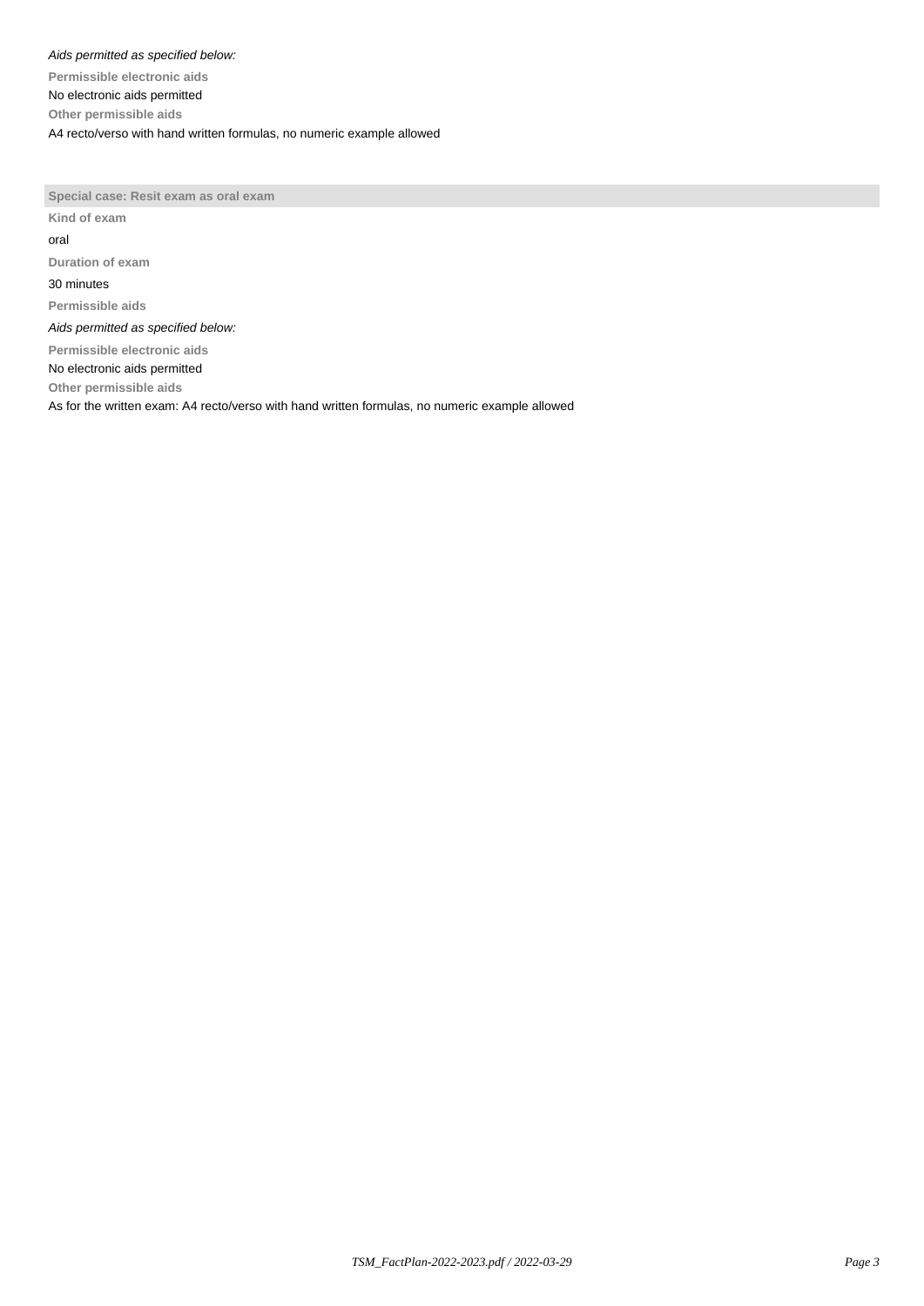*Aids permitted as specified below:*

**Permissible electronic aids**

No electronic aids permitted

**Other permissible aids**

A4 recto/verso with hand written formulas, no numeric example allowed

### Special case: Resit exam as oral exam

**Kind of exam**

oral

**Duration of exam**

30 minutes

**Permissible aids**

*Aids permitted as specified below:*

**Permissible electronic aids**

No electronic aids permitted

**Other permissible aids**

As for the written exam: A4 recto/verso with hand written formulas, no numeric example allowed